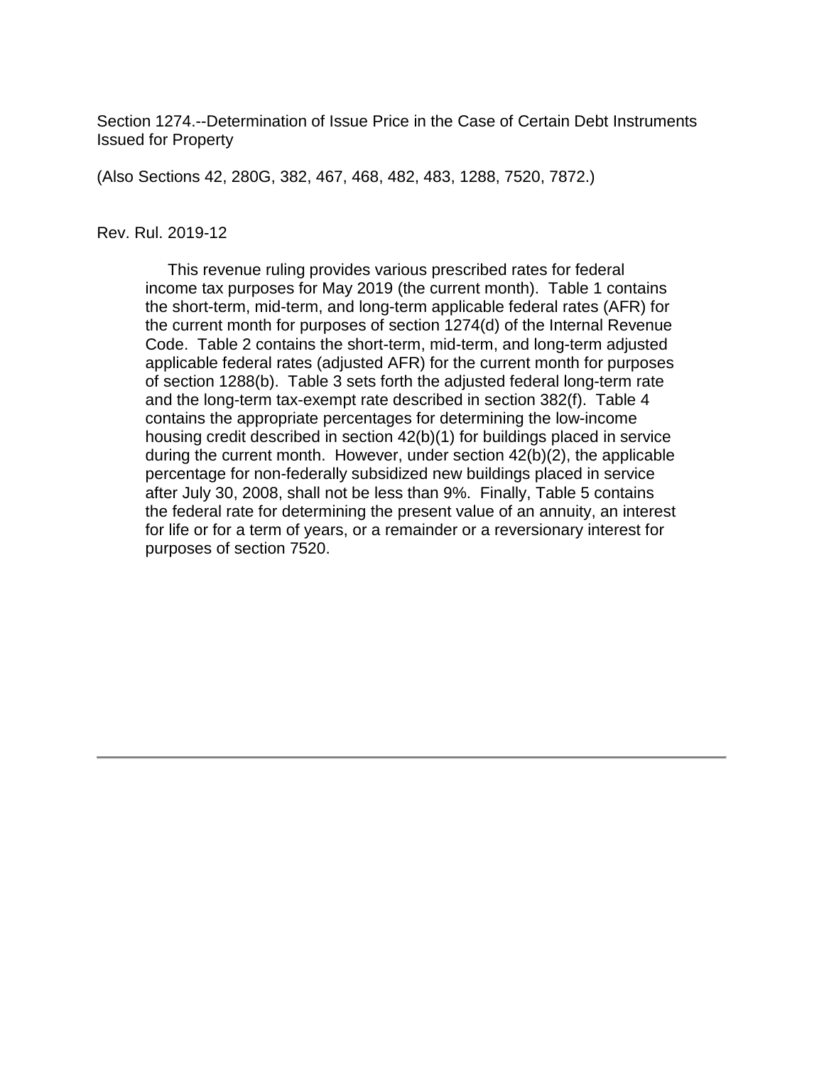Section 1274.--Determination of Issue Price in the Case of Certain Debt Instruments Issued for Property

(Also Sections 42, 280G, 382, 467, 468, 482, 483, 1288, 7520, 7872.)

Rev. Rul. 2019-12

This revenue ruling provides various prescribed rates for federal income tax purposes for May 2019 (the current month). Table 1 contains the short-term, mid-term, and long-term applicable federal rates (AFR) for the current month for purposes of section 1274(d) of the Internal Revenue Code. Table 2 contains the short-term, mid-term, and long-term adjusted applicable federal rates (adjusted AFR) for the current month for purposes of section 1288(b). Table 3 sets forth the adjusted federal long-term rate and the long-term tax-exempt rate described in section 382(f). Table 4 contains the appropriate percentages for determining the low-income housing credit described in section 42(b)(1) for buildings placed in service during the current month. However, under section 42(b)(2), the applicable percentage for non-federally subsidized new buildings placed in service after July 30, 2008, shall not be less than 9%. Finally, Table 5 contains the federal rate for determining the present value of an annuity, an interest for life or for a term of years, or a remainder or a reversionary interest for purposes of section 7520.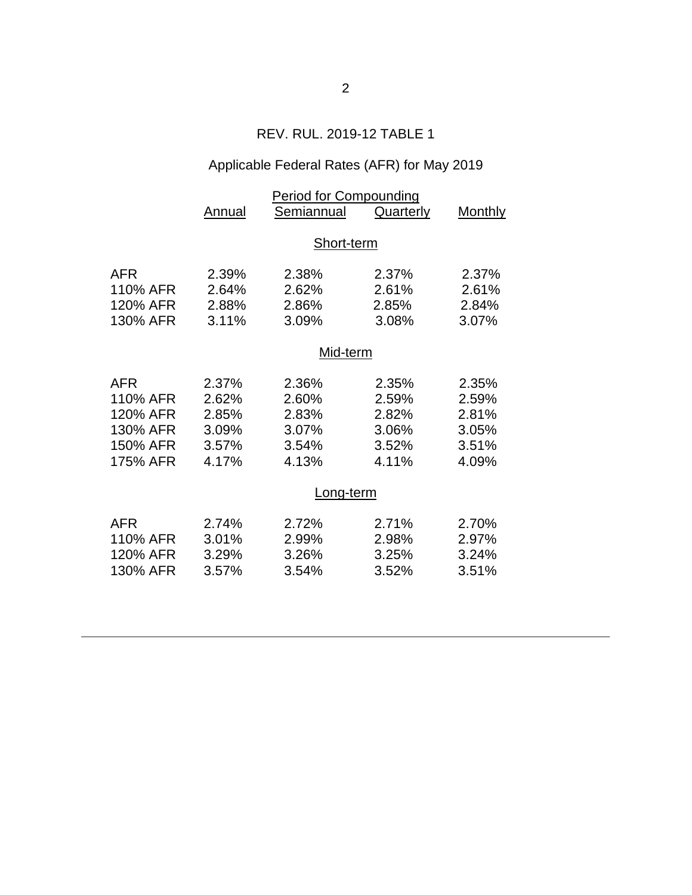## REV. RUL. 2019-12 TABLE 1

### Applicable Federal Rates (AFR) for May 2019

| | Period for Compounding | | | |
|---|---|---|---|---|
| | Annual | Semiannual | Quarterly | Monthly |
| **Short-term** | | | | |
| AFR | 2.39% | 2.38% | 2.37% | 2.37% |
| 110% AFR | 2.64% | 2.62% | 2.61% | 2.61% |
| 120% AFR | 2.88% | 2.86% | 2.85% | 2.84% |
| 130% AFR | 3.11% | 3.09% | 3.08% | 3.07% |
| **Mid-term** | | | | |
| AFR | 2.37% | 2.36% | 2.35% | 2.35% |
| 110% AFR | 2.62% | 2.60% | 2.59% | 2.59% |
| 120% AFR | 2.85% | 2.83% | 2.82% | 2.81% |
| 130% AFR | 3.09% | 3.07% | 3.06% | 3.05% |
| 150% AFR | 3.57% | 3.54% | 3.52% | 3.51% |
| 175% AFR | 4.17% | 4.13% | 4.11% | 4.09% |
| **Long-term** | | | | |
| AFR | 2.74% | 2.72% | 2.71% | 2.70% |
| 110% AFR | 3.01% | 2.99% | 2.98% | 2.97% |
| 120% AFR | 3.29% | 3.26% | 3.25% | 3.24% |
| 130% AFR | 3.57% | 3.54% | 3.52% | 3.51% |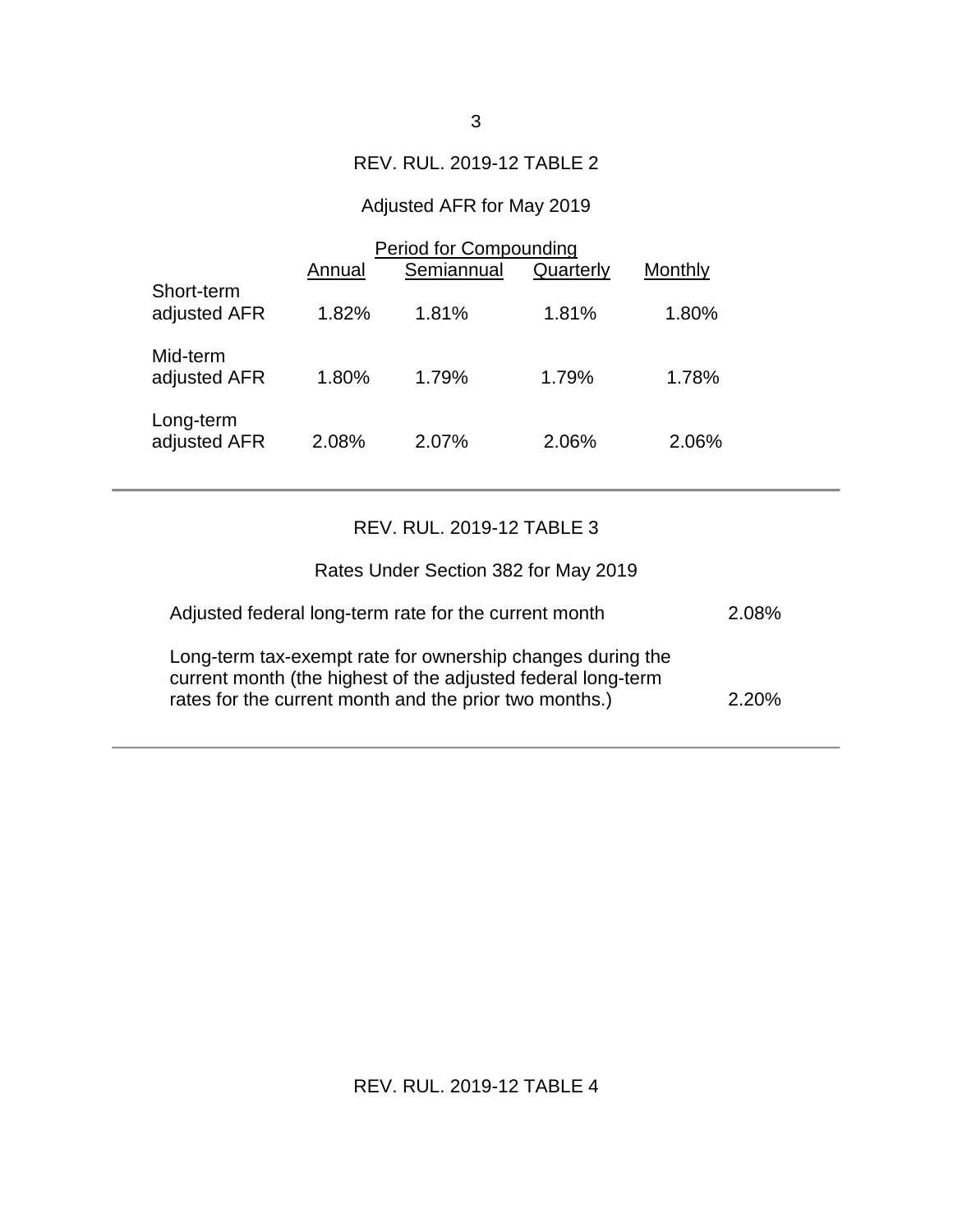## REV. RUL. 2019-12 TABLE 2

Adjusted AFR for May 2019

| | Period for Compounding | | | |
|---|---|---|---|---|
| | Annual | Semiannual | Quarterly | Monthly |
| Short-term adjusted AFR | 1.82% | 1.81% | 1.81% | 1.80% |
| Mid-term adjusted AFR | 1.80% | 1.79% | 1.79% | 1.78% |
| Long-term adjusted AFR | 2.08% | 2.07% | 2.06% | 2.06% |

## REV. RUL. 2019-12 TABLE 3

Rates Under Section 382 for May 2019

| | |
|---|---|
| Adjusted federal long-term rate for the current month | 2.08% |
| Long-term tax-exempt rate for ownership changes during the current month (the highest of the adjusted federal long-term rates for the current month and the prior two months.) | 2.20% |

## REV. RUL. 2019-12 TABLE 4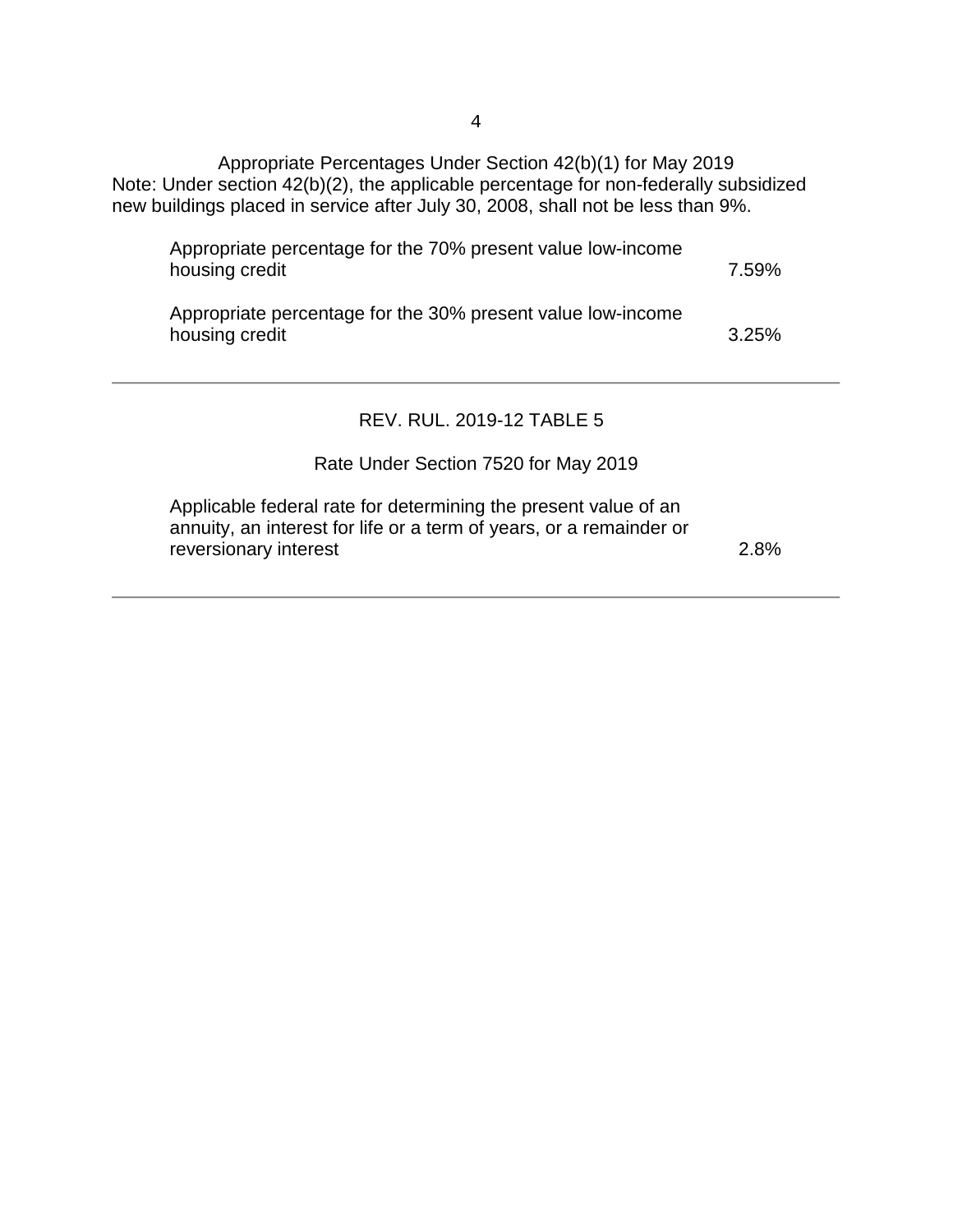Appropriate Percentages Under Section 42(b)(1) for May 2019

Note: Under section 42(b)(2), the applicable percentage for non-federally subsidized new buildings placed in service after July 30, 2008, shall not be less than 9%.

| | |
|---|---|
| Appropriate percentage for the 70% present value low-income housing credit | 7.59% |
| Appropriate percentage for the 30% present value low-income housing credit | 3.25% |

---

REV. RUL. 2019-12 TABLE 5

Rate Under Section 7520 for May 2019

| | |
|---|---|
| Applicable federal rate for determining the present value of an annuity, an interest for life or a term of years, or a remainder or reversionary interest | 2.8% |

---